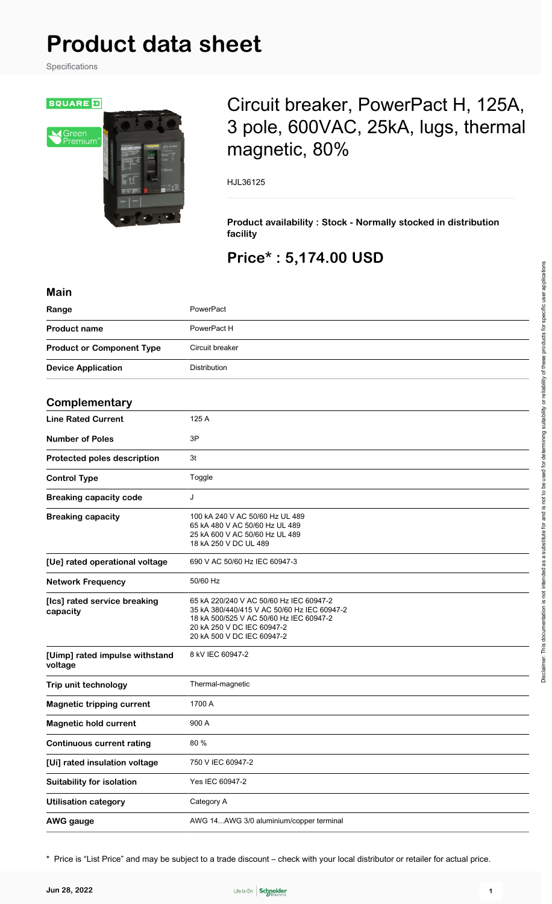# Product data sheet

Specifications

SQUARE D

Green Premium™

## Circuit breaker, PowerPact H, 125A, 3 pole, 600VAC, 25kA, lugs, thermal magnetic, 80%

HJL36125

**Product availability : Stock - Normally stocked in distribution facility**

## Price* : 5,174.00 USD

### Main

| | |
|---|---|
| **Range** | PowerPact |
| **Product name** | PowerPact H |
| **Product or Component Type** | Circuit breaker |
| **Device Application** | Distribution |

### Complementary

| | |
|---|---|
| **Line Rated Current** | 125 A |
| **Number of Poles** | 3P |
| **Protected poles description** | 3t |
| **Control Type** | Toggle |
| **Breaking capacity code** | J |
| **Breaking capacity** | 100 kA 240 V AC 50/60 Hz UL 489<br>65 kA 480 V AC 50/60 Hz UL 489<br>25 kA 600 V AC 50/60 Hz UL 489<br>18 kA 250 V DC UL 489 |
| **[Ue] rated operational voltage** | 690 V AC 50/60 Hz IEC 60947-3 |
| **Network Frequency** | 50/60 Hz |
| **[Ics] rated service breaking capacity** | 65 kA 220/240 V AC 50/60 Hz IEC 60947-2<br>35 kA 380/440/415 V AC 50/60 Hz IEC 60947-2<br>18 kA 500/525 V AC 50/60 Hz IEC 60947-2<br>20 kA 250 V DC IEC 60947-2<br>20 kA 500 V DC IEC 60947-2 |
| **[Uimp] rated impulse withstand voltage** | 8 kV IEC 60947-2 |
| **Trip unit technology** | Thermal-magnetic |
| **Magnetic tripping current** | 1700 A |
| **Magnetic hold current** | 900 A |
| **Continuous current rating** | 80 % |
| **[Ui] rated insulation voltage** | 750 V IEC 60947-2 |
| **Suitability for isolation** | Yes IEC 60947-2 |
| **Utilisation category** | Category A |
| **AWG gauge** | AWG 14...AWG 3/0 aluminium/copper terminal |

* Price is "List Price" and may be subject to a trade discount – check with your local distributor or retailer for actual price.

Disclaimer: This documentation is not intended as a substitute for and is not to be used for determining suitability or reliability of these products for specific user applications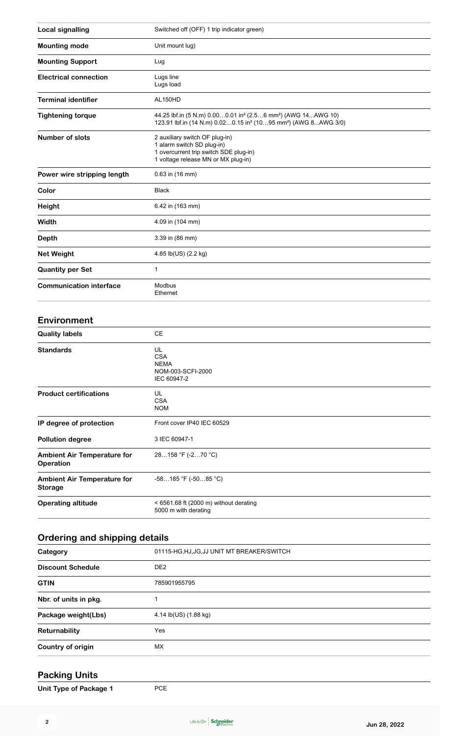| | |
|---|---|
| **Local signalling** | Switched off (OFF) 1 trip indicator green) |
| **Mounting mode** | Unit mount lug) |
| **Mounting Support** | Lug |
| **Electrical connection** | Lugs line<br>Lugs load |
| **Terminal identifier** | AL150HD |
| **Tightening torque** | 44.25 lbf.in (5 N.m) 0.00…0.01 in² (2.5…6 mm²) (AWG 14...AWG 10)<br>123.91 lbf.in (14 N.m) 0.02…0.15 in² (10…95 mm²) (AWG 8...AWG 3/0) |
| **Number of slots** | 2 auxiliary switch OF plug-in)<br>1 alarm switch SD plug-in)<br>1 overcurrent trip switch SDE plug-in)<br>1 voltage release MN or MX plug-in) |
| **Power wire stripping length** | 0.63 in (16 mm) |
| **Color** | Black |
| **Height** | 6.42 in (163 mm) |
| **Width** | 4.09 in (104 mm) |
| **Depth** | 3.39 in (86 mm) |
| **Net Weight** | 4.85 lb(US) (2.2 kg) |
| **Quantity per Set** | 1 |
| **Communication interface** | Modbus<br>Ethernet |

## Environment

| | |
|---|---|
| **Quality labels** | CE |
| **Standards** | UL<br>CSA<br>NEMA<br>NOM-003-SCFI-2000<br>IEC 60947-2 |
| **Product certifications** | UL<br>CSA<br>NOM |
| **IP degree of protection** | Front cover IP40 IEC 60529 |
| **Pollution degree** | 3 IEC 60947-1 |
| **Ambient Air Temperature for Operation** | 28…158 °F (-2…70 °C) |
| **Ambient Air Temperature for Storage** | -58…185 °F (-50…85 °C) |
| **Operating altitude** | < 6561.68 ft (2000 m) without derating<br>5000 m with derating |

## Ordering and shipping details

| | |
|---|---|
| **Category** | 01115-HG,HJ,JG,JJ UNIT MT BREAKER/SWITCH |
| **Discount Schedule** | DE2 |
| **GTIN** | 785901955795 |
| **Nbr. of units in pkg.** | 1 |
| **Package weight(Lbs)** | 4.14 lb(US) (1.88 kg) |
| **Returnability** | Yes |
| **Country of origin** | MX |

## Packing Units

| | |
|---|---|
| **Unit Type of Package 1** | PCE |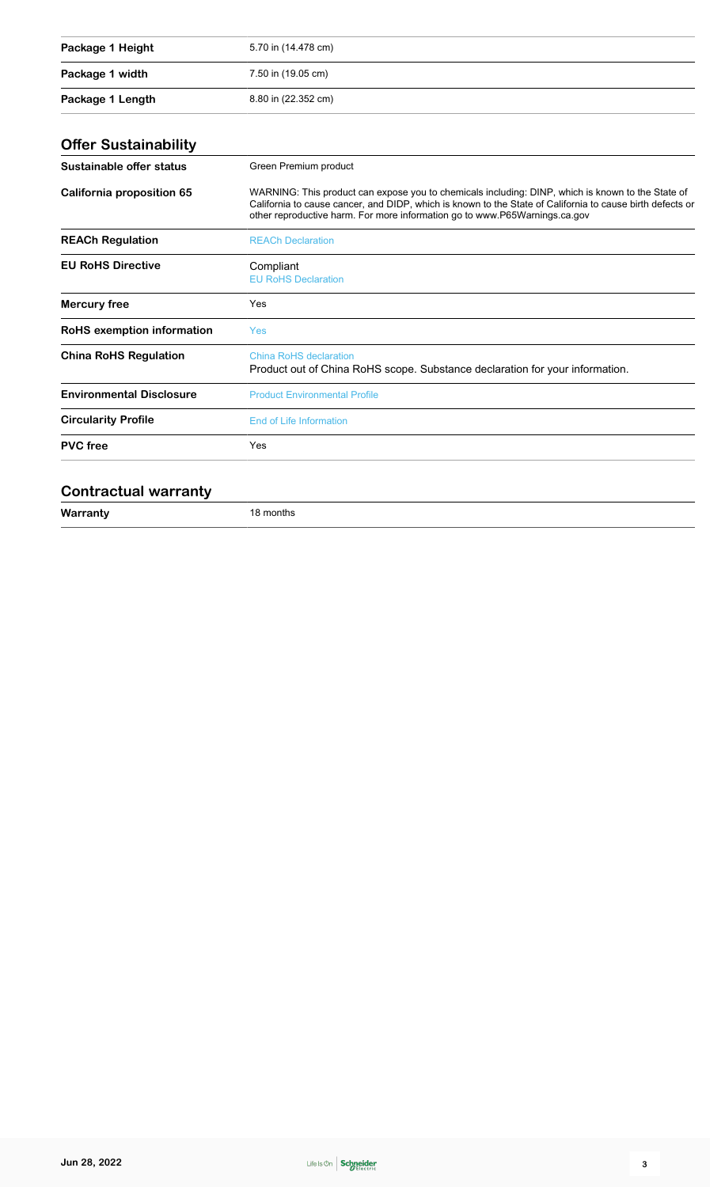| | |
|---|---|
| **Package 1 Height** | 5.70 in (14.478 cm) |
| **Package 1 width** | 7.50 in (19.05 cm) |
| **Package 1 Length** | 8.80 in (22.352 cm) |

## Offer Sustainability

| | |
|---|---|
| **Sustainable offer status** | Green Premium product |
| **California proposition 65** | WARNING: This product can expose you to chemicals including: DINP, which is known to the State of California to cause cancer, and DIDP, which is known to the State of California to cause birth defects or other reproductive harm. For more information go to www.P65Warnings.ca.gov |
| **REACh Regulation** | REACh Declaration |
| **EU RoHS Directive** | Compliant<br>EU RoHS Declaration |
| **Mercury free** | Yes |
| **RoHS exemption information** | Yes |
| **China RoHS Regulation** | China RoHS declaration<br>Product out of China RoHS scope. Substance declaration for your information. |
| **Environmental Disclosure** | Product Environmental Profile |
| **Circularity Profile** | End of Life Information |
| **PVC free** | Yes |

## Contractual warranty

| | |
|---|---|
| **Warranty** | 18 months |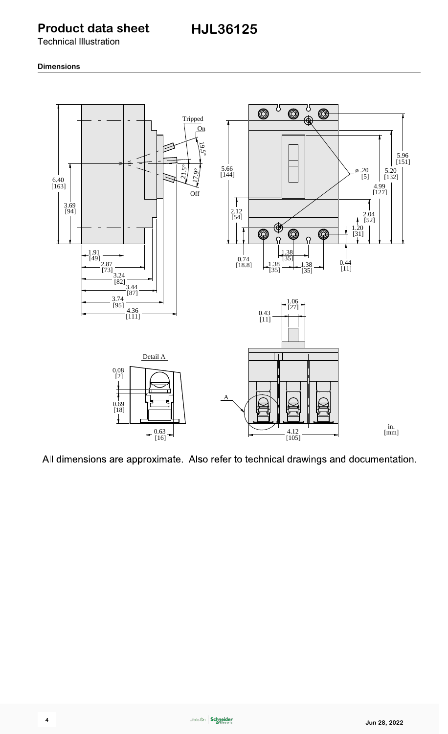# Product data sheet

# HJL36125

Technical Illustration

### Dimensions

Tripped
On
Off
19.5°
21.5°
17.9°
6.40
[163]
3.69
[94]
1.91
[49]
2.87
[73]
3.24
[82]
3.44
[87]
3.74
[95]
4.36
[111]

5.66
[144]
2.12
[54]
0.74
[18.8]
1.38
[35]
1.38
[35]
1.38
[35]
0.44
[11]
ø .20
[5]
5.96
[151]
5.20
[132]
4.99
[127]
2.04
[52]
1.20
[31]

1.06
[27]
0.43
[11]
A
4.12
[105]

Detail A
0.08
[2]
0.69
[18]
0.63
[16]

in.
[mm]

All dimensions are approximate. Also refer to technical drawings and documentation.

Jun 28, 2022